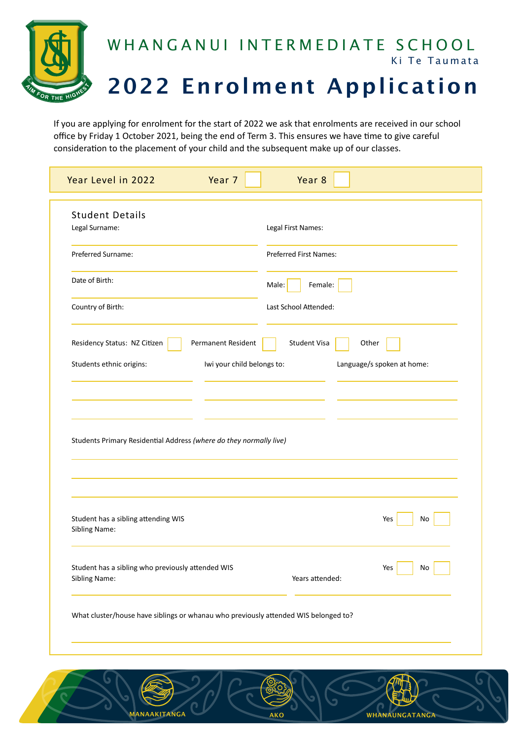# WHANGANUI INTERMEDIATE SCHOOL

Ki Te Taumata

# 2022 Enrolment Application

If you are applying for enrolment for the start of 2022 we ask that enrolments are received in our school office by Friday 1 October 2021, being the end of Term 3. This ensures we have time to give careful consideration to the placement of your child and the subsequent make up of our classes.

Year Level in 2022 Year 7 ☐ Year 8 ☐

## Student Details

Legal Surname: ____________________ Legal First Names: ____________________

Preferred Surname: ____________________ Preferred First Names: ____________________

Date of Birth: ____________________ Male: ☐ Female: ☐

Country of Birth: ____________________ Last School Attended: ____________________

Residency Status: NZ Citizen ☐ Permanent Resident ☐ Student Visa ☐ Other ☐

| Students ethnic origins: | Iwi your child belongs to: | Language/s spoken at home: |
|---|---|---|
| | | |
| | | |
| | | |

Students Primary Residential Address *(where do they normally live)*

____________________

____________________

____________________

Student has a sibling attending WIS Yes ☐ No ☐

Sibling Name: ____________________

Student has a sibling who previously attended WIS Yes ☐ No ☐

Sibling Name: ____________________ Years attended: ____________________

What cluster/house have siblings or whanau who previously attended WIS belonged to?

____________________

MANAAKITANGA AKO WHANAUNGATANGA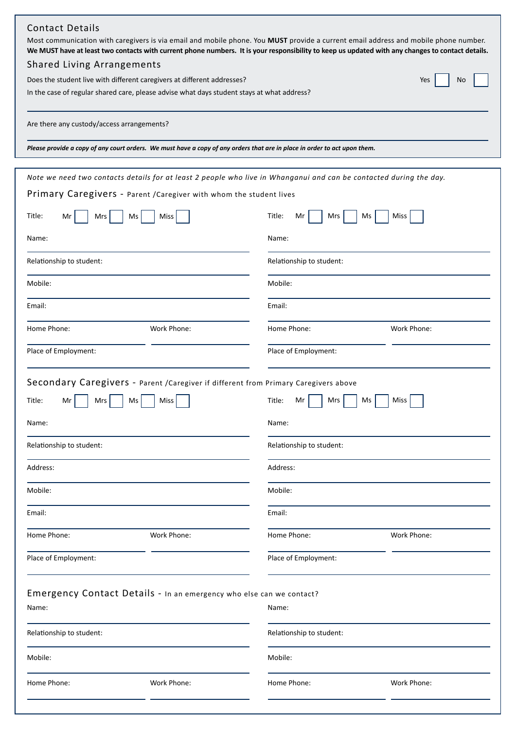## Contact Details

Most communication with caregivers is via email and mobile phone. You **MUST** provide a current email address and mobile phone number. **We MUST have at least two contacts with current phone numbers. It is your responsibility to keep us updated with any changes to contact details.**

## Shared Living Arrangements

Does the student live with different caregivers at different addresses? Yes ☐ No ☐

In the case of regular shared care, please advise what days student stays at what address?

Are there any custody/access arrangements?

***Please provide a copy of any court orders. We must have a copy of any orders that are in place in order to act upon them.***

*Note we need two contacts details for at least 2 people who live in Whanganui and can be contacted during the day.*

## Primary Caregivers - Parent /Caregiver with whom the student lives

| | |
|---|---|
| Title: Mr ☐ Mrs ☐ Ms ☐ Miss ☐ | Title: Mr ☐ Mrs ☐ Ms ☐ Miss ☐ |
| Name: | Name: |
| Relationship to student: | Relationship to student: |
| Mobile: | Mobile: |
| Email: | Email: |
| Home Phone: Work Phone: | Home Phone: Work Phone: |
| Place of Employment: | Place of Employment: |

## Secondary Caregivers - Parent /Caregiver if different from Primary Caregivers above

| | |
|---|---|
| Title: Mr ☐ Mrs ☐ Ms ☐ Miss ☐ | Title: Mr ☐ Mrs ☐ Ms ☐ Miss ☐ |
| Name: | Name: |
| Relationship to student: | Relationship to student: |
| Address: | Address: |
| Mobile: | Mobile: |
| Email: | Email: |
| Home Phone: Work Phone: | Home Phone: Work Phone: |
| Place of Employment: | Place of Employment: |

## Emergency Contact Details - In an emergency who else can we contact?

| | |
|---|---|
| Name: | Name: |
| Relationship to student: | Relationship to student: |
| Mobile: | Mobile: |
| Home Phone: Work Phone: | Home Phone: Work Phone: |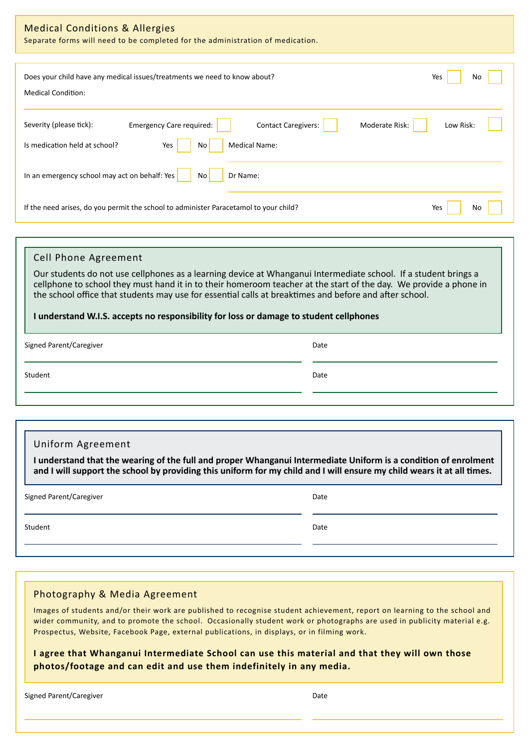## Medical Conditions & Allergies

Separate forms will need to be completed for the administration of medication.

Does your child have any medical issues/treatments we need to know about? Yes ☐ No ☐

Medical Condition:

Severity (please tick): Emergency Care required: ☐ Contact Caregivers: ☐ Moderate Risk: ☐ Low Risk: ☐

Is medication held at school? Yes ☐ No ☐ Medical Name:

In an emergency school may act on behalf: Yes ☐ No ☐ Dr Name:

If the need arises, do you permit the school to administer Paracetamol to your child? Yes ☐ No ☐

## Cell Phone Agreement

Our students do not use cellphones as a learning device at Whanganui Intermediate school. If a student brings a cellphone to school they must hand it in to their homeroom teacher at the start of the day. We provide a phone in the school office that students may use for essential calls at breaktimes and before and after school.

**I understand W.I.S. accepts no responsibility for loss or damage to student cellphones**

Signed Parent/Caregiver Date

Student Date

## Uniform Agreement

**I understand that the wearing of the full and proper Whanganui Intermediate Uniform is a condition of enrolment and I will support the school by providing this uniform for my child and I will ensure my child wears it at all times.**

Signed Parent/Caregiver Date

Student Date

## Photography & Media Agreement

Images of students and/or their work are published to recognise student achievement, report on learning to the school and wider community, and to promote the school. Occasionally student work or photographs are used in publicity material e.g. Prospectus, Website, Facebook Page, external publications, in displays, or in filming work.

**I agree that Whanganui Intermediate School can use this material and that they will own those photos/footage and can edit and use them indefinitely in any media.**

Signed Parent/Caregiver Date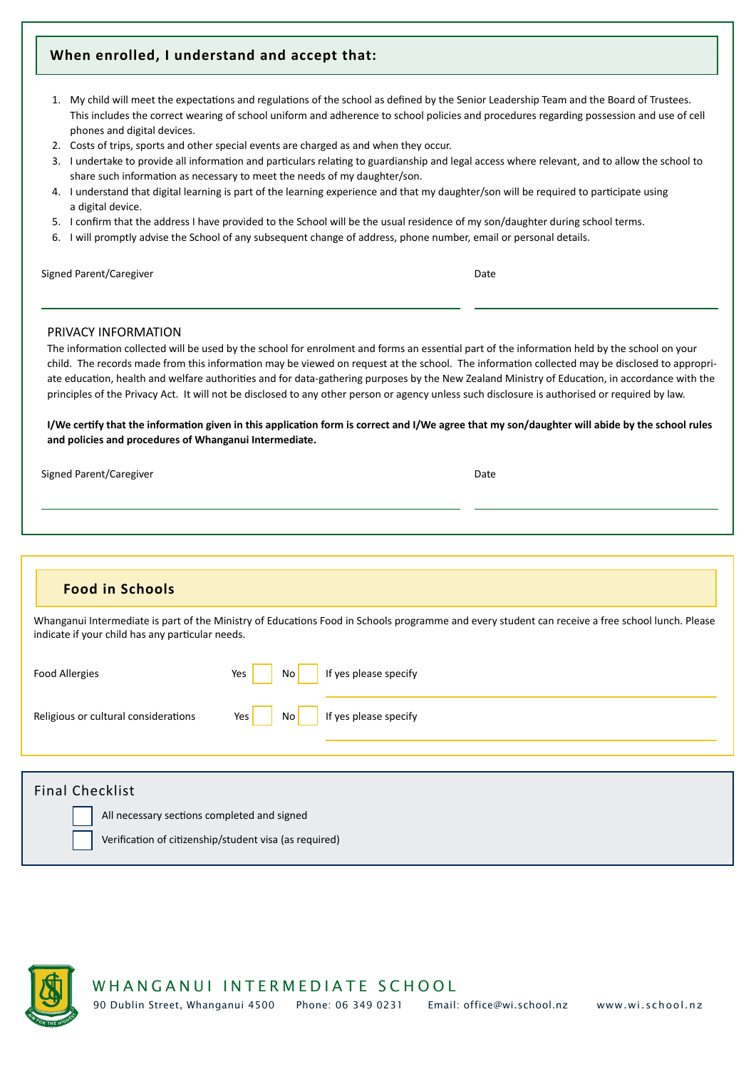## When enrolled, I understand and accept that:

1. My child will meet the expectations and regulations of the school as defined by the Senior Leadership Team and the Board of Trustees. This includes the correct wearing of school uniform and adherence to school policies and procedures regarding possession and use of cell phones and digital devices.
2. Costs of trips, sports and other special events are charged as and when they occur.
3. I undertake to provide all information and particulars relating to guardianship and legal access where relevant, and to allow the school to share such information as necessary to meet the needs of my daughter/son.
4. I understand that digital learning is part of the learning experience and that my daughter/son will be required to participate using a digital device.
5. I confirm that the address I have provided to the School will be the usual residence of my son/daughter during school terms.
6. I will promptly advise the School of any subsequent change of address, phone number, email or personal details.

Signed Parent/Caregiver ______________________ Date ______________

PRIVACY INFORMATION

The information collected will be used by the school for enrolment and forms an essential part of the information held by the school on your child. The records made from this information may be viewed on request at the school. The information collected may be disclosed to appropriate education, health and welfare authorities and for data-gathering purposes by the New Zealand Ministry of Education, in accordance with the principles of the Privacy Act. It will not be disclosed to any other person or agency unless such disclosure is authorised or required by law.

**I/We certify that the information given in this application form is correct and I/We agree that my son/daughter will abide by the school rules and policies and procedures of Whanganui Intermediate.**

Signed Parent/Caregiver ______________________ Date ______________

## Food in Schools

Whanganui Intermediate is part of the Ministry of Educations Food in Schools programme and every student can receive a free school lunch. Please indicate if your child has any particular needs.

Food Allergies Yes ☐ No ☐ If yes please specify ______________________

Religious or cultural considerations Yes ☐ No ☐ If yes please specify ______________________

## Final Checklist

☐ All necessary sections completed and signed

☐ Verification of citizenship/student visa (as required)

WHANGANUI INTERMEDIATE SCHOOL

90 Dublin Street, Whanganui 4500 Phone: 06 349 0231 Email: office@wi.school.nz www.wi.school.nz